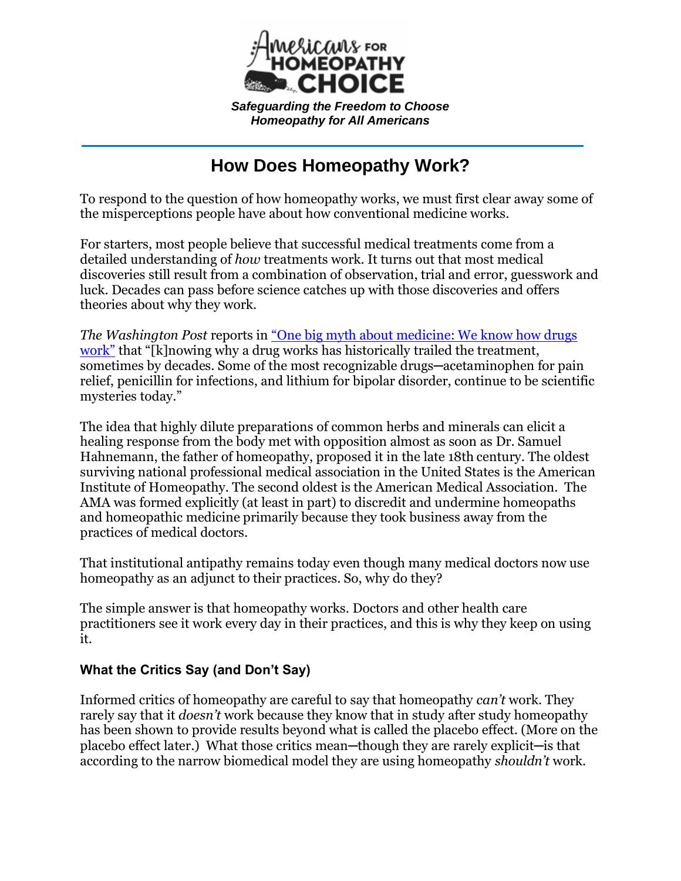Americans for Homeopathy Choice

*Safeguarding the Freedom to Choose Homeopathy for All Americans*

# How Does Homeopathy Work?

To respond to the question of how homeopathy works, we must first clear away some of the misperceptions people have about how conventional medicine works.

For starters, most people believe that successful medical treatments come from a detailed understanding of *how* treatments work. It turns out that most medical discoveries still result from a combination of observation, trial and error, guesswork and luck. Decades can pass before science catches up with those discoveries and offers theories about why they work.

*The Washington Post* reports in "One big myth about medicine: We know how drugs work" that "[k]nowing why a drug works has historically trailed the treatment, sometimes by decades. Some of the most recognizable drugs—acetaminophen for pain relief, penicillin for infections, and lithium for bipolar disorder, continue to be scientific mysteries today."

The idea that highly dilute preparations of common herbs and minerals can elicit a healing response from the body met with opposition almost as soon as Dr. Samuel Hahnemann, the father of homeopathy, proposed it in the late 18th century. The oldest surviving national professional medical association in the United States is the American Institute of Homeopathy. The second oldest is the American Medical Association. The AMA was formed explicitly (at least in part) to discredit and undermine homeopaths and homeopathic medicine primarily because they took business away from the practices of medical doctors.

That institutional antipathy remains today even though many medical doctors now use homeopathy as an adjunct to their practices. So, why do they?

The simple answer is that homeopathy works. Doctors and other health care practitioners see it work every day in their practices, and this is why they keep on using it.

## What the Critics Say (and Don't Say)

Informed critics of homeopathy are careful to say that homeopathy *can't* work. They rarely say that it *doesn't* work because they know that in study after study homeopathy has been shown to provide results beyond what is called the placebo effect. (More on the placebo effect later.) What those critics mean—though they are rarely explicit—is that according to the narrow biomedical model they are using homeopathy *shouldn't* work.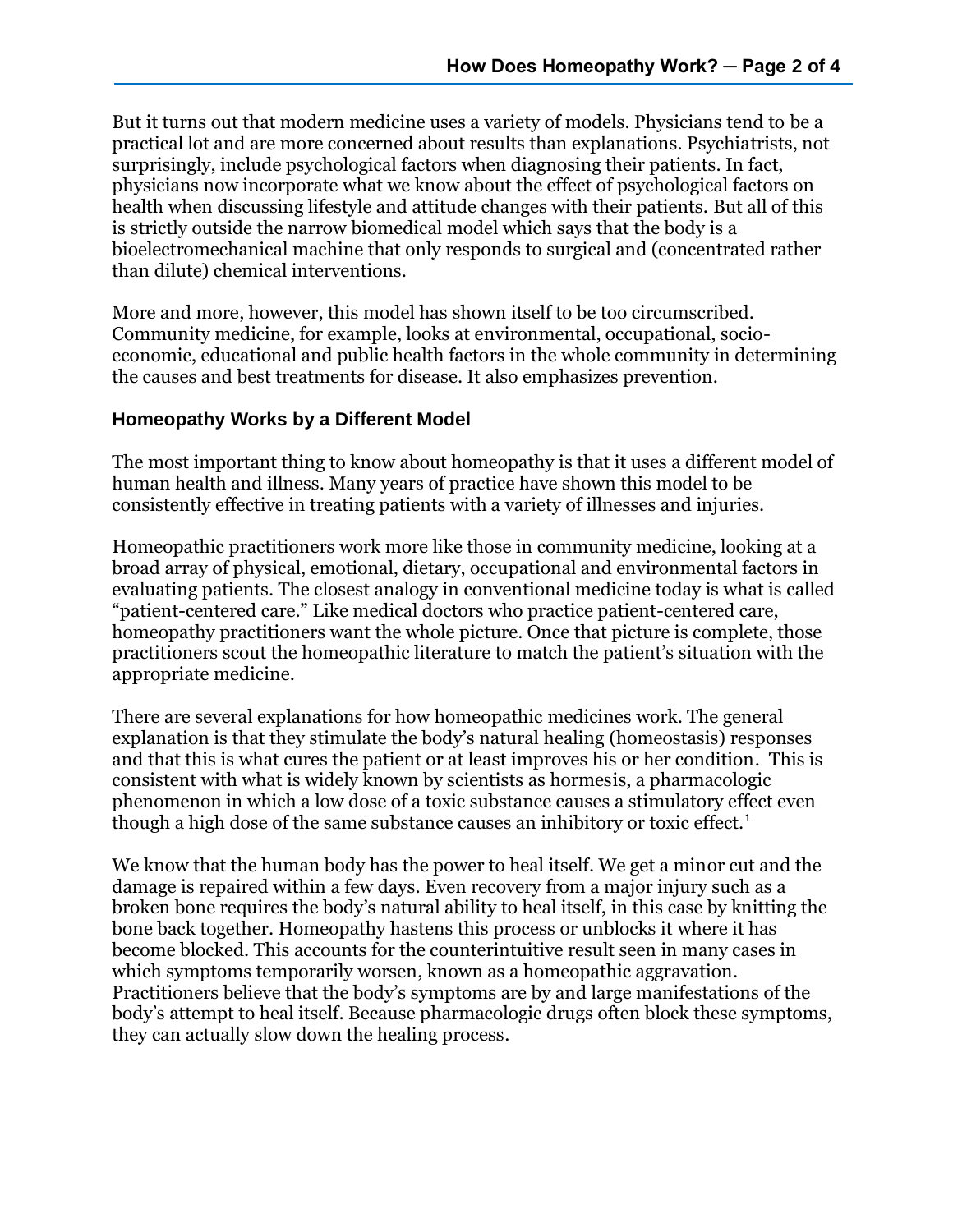But it turns out that modern medicine uses a variety of models. Physicians tend to be a practical lot and are more concerned about results than explanations. Psychiatrists, not surprisingly, include psychological factors when diagnosing their patients. In fact, physicians now incorporate what we know about the effect of psychological factors on health when discussing lifestyle and attitude changes with their patients. But all of this is strictly outside the narrow biomedical model which says that the body is a bioelectromechanical machine that only responds to surgical and (concentrated rather than dilute) chemical interventions.

More and more, however, this model has shown itself to be too circumscribed. Community medicine, for example, looks at environmental, occupational, socio-economic, educational and public health factors in the whole community in determining the causes and best treatments for disease. It also emphasizes prevention.

### Homeopathy Works by a Different Model

The most important thing to know about homeopathy is that it uses a different model of human health and illness. Many years of practice have shown this model to be consistently effective in treating patients with a variety of illnesses and injuries.

Homeopathic practitioners work more like those in community medicine, looking at a broad array of physical, emotional, dietary, occupational and environmental factors in evaluating patients. The closest analogy in conventional medicine today is what is called "patient-centered care." Like medical doctors who practice patient-centered care, homeopathy practitioners want the whole picture. Once that picture is complete, those practitioners scout the homeopathic literature to match the patient's situation with the appropriate medicine.

There are several explanations for how homeopathic medicines work. The general explanation is that they stimulate the body's natural healing (homeostasis) responses and that this is what cures the patient or at least improves his or her condition. This is consistent with what is widely known by scientists as hormesis, a pharmacologic phenomenon in which a low dose of a toxic substance causes a stimulatory effect even though a high dose of the same substance causes an inhibitory or toxic effect.[1]

We know that the human body has the power to heal itself. We get a minor cut and the damage is repaired within a few days. Even recovery from a major injury such as a broken bone requires the body's natural ability to heal itself, in this case by knitting the bone back together. Homeopathy hastens this process or unblocks it where it has become blocked. This accounts for the counterintuitive result seen in many cases in which symptoms temporarily worsen, known as a homeopathic aggravation. Practitioners believe that the body's symptoms are by and large manifestations of the body's attempt to heal itself. Because pharmacologic drugs often block these symptoms, they can actually slow down the healing process.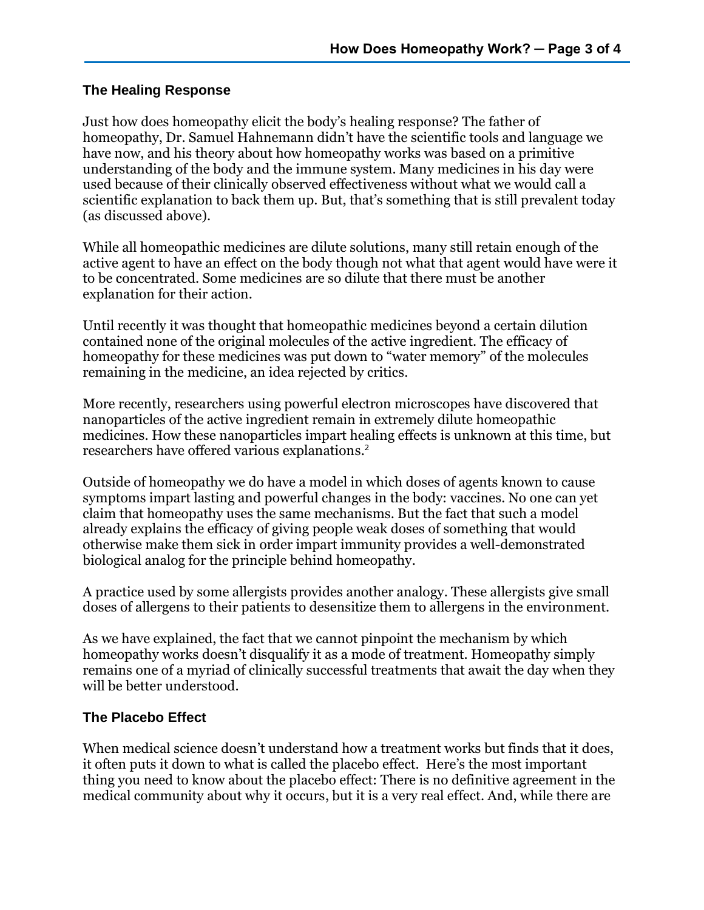## The Healing Response

Just how does homeopathy elicit the body's healing response? The father of homeopathy, Dr. Samuel Hahnemann didn't have the scientific tools and language we have now, and his theory about how homeopathy works was based on a primitive understanding of the body and the immune system. Many medicines in his day were used because of their clinically observed effectiveness without what we would call a scientific explanation to back them up. But, that's something that is still prevalent today (as discussed above).

While all homeopathic medicines are dilute solutions, many still retain enough of the active agent to have an effect on the body though not what that agent would have were it to be concentrated. Some medicines are so dilute that there must be another explanation for their action.

Until recently it was thought that homeopathic medicines beyond a certain dilution contained none of the original molecules of the active ingredient. The efficacy of homeopathy for these medicines was put down to "water memory" of the molecules remaining in the medicine, an idea rejected by critics.

More recently, researchers using powerful electron microscopes have discovered that nanoparticles of the active ingredient remain in extremely dilute homeopathic medicines. How these nanoparticles impart healing effects is unknown at this time, but researchers have offered various explanations.[2]

Outside of homeopathy we do have a model in which doses of agents known to cause symptoms impart lasting and powerful changes in the body: vaccines. No one can yet claim that homeopathy uses the same mechanisms. But the fact that such a model already explains the efficacy of giving people weak doses of something that would otherwise make them sick in order impart immunity provides a well-demonstrated biological analog for the principle behind homeopathy.

A practice used by some allergists provides another analogy. These allergists give small doses of allergens to their patients to desensitize them to allergens in the environment.

As we have explained, the fact that we cannot pinpoint the mechanism by which homeopathy works doesn't disqualify it as a mode of treatment. Homeopathy simply remains one of a myriad of clinically successful treatments that await the day when they will be better understood.

## The Placebo Effect

When medical science doesn't understand how a treatment works but finds that it does, it often puts it down to what is called the placebo effect. Here's the most important thing you need to know about the placebo effect: There is no definitive agreement in the medical community about why it occurs, but it is a very real effect. And, while there are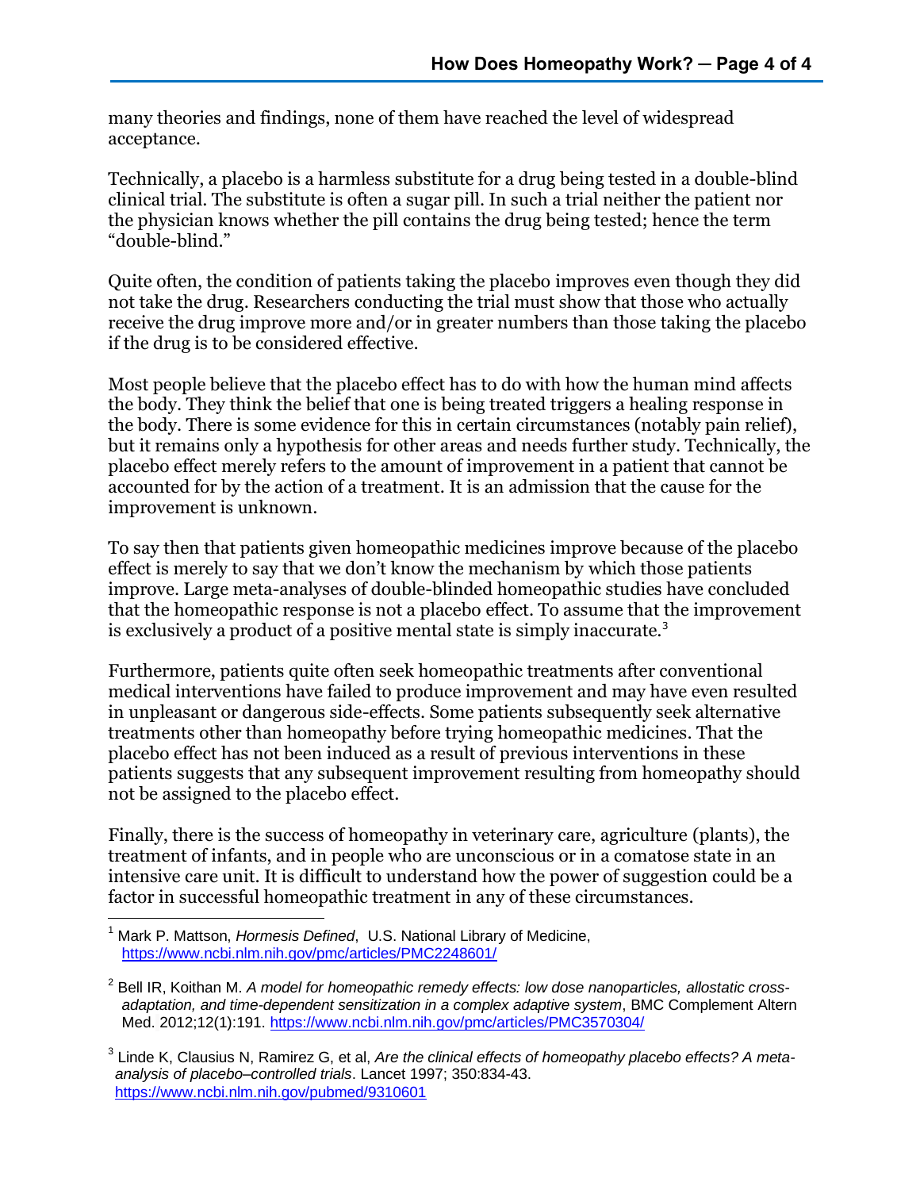many theories and findings, none of them have reached the level of widespread acceptance.

Technically, a placebo is a harmless substitute for a drug being tested in a double-blind clinical trial. The substitute is often a sugar pill. In such a trial neither the patient nor the physician knows whether the pill contains the drug being tested; hence the term "double-blind."

Quite often, the condition of patients taking the placebo improves even though they did not take the drug. Researchers conducting the trial must show that those who actually receive the drug improve more and/or in greater numbers than those taking the placebo if the drug is to be considered effective.

Most people believe that the placebo effect has to do with how the human mind affects the body. They think the belief that one is being treated triggers a healing response in the body. There is some evidence for this in certain circumstances (notably pain relief), but it remains only a hypothesis for other areas and needs further study. Technically, the placebo effect merely refers to the amount of improvement in a patient that cannot be accounted for by the action of a treatment. It is an admission that the cause for the improvement is unknown.

To say then that patients given homeopathic medicines improve because of the placebo effect is merely to say that we don't know the mechanism by which those patients improve. Large meta-analyses of double-blinded homeopathic studies have concluded that the homeopathic response is not a placebo effect. To assume that the improvement is exclusively a product of a positive mental state is simply inaccurate.[3]

Furthermore, patients quite often seek homeopathic treatments after conventional medical interventions have failed to produce improvement and may have even resulted in unpleasant or dangerous side-effects. Some patients subsequently seek alternative treatments other than homeopathy before trying homeopathic medicines. That the placebo effect has not been induced as a result of previous interventions in these patients suggests that any subsequent improvement resulting from homeopathy should not be assigned to the placebo effect.

Finally, there is the success of homeopathy in veterinary care, agriculture (plants), the treatment of infants, and in people who are unconscious or in a comatose state in an intensive care unit. It is difficult to understand how the power of suggestion could be a factor in successful homeopathic treatment in any of these circumstances.

---

[1] Mark P. Mattson, *Hormesis Defined*, U.S. National Library of Medicine, https://www.ncbi.nlm.nih.gov/pmc/articles/PMC2248601/

[2] Bell IR, Koithan M. *A model for homeopathic remedy effects: low dose nanoparticles, allostatic cross-adaptation, and time-dependent sensitization in a complex adaptive system*, BMC Complement Altern Med. 2012;12(1):191. https://www.ncbi.nlm.nih.gov/pmc/articles/PMC3570304/

[3] Linde K, Clausius N, Ramirez G, et al, *Are the clinical effects of homeopathy placebo effects? A meta-analysis of placebo–controlled trials*. Lancet 1997; 350:834-43. https://www.ncbi.nlm.nih.gov/pubmed/9310601